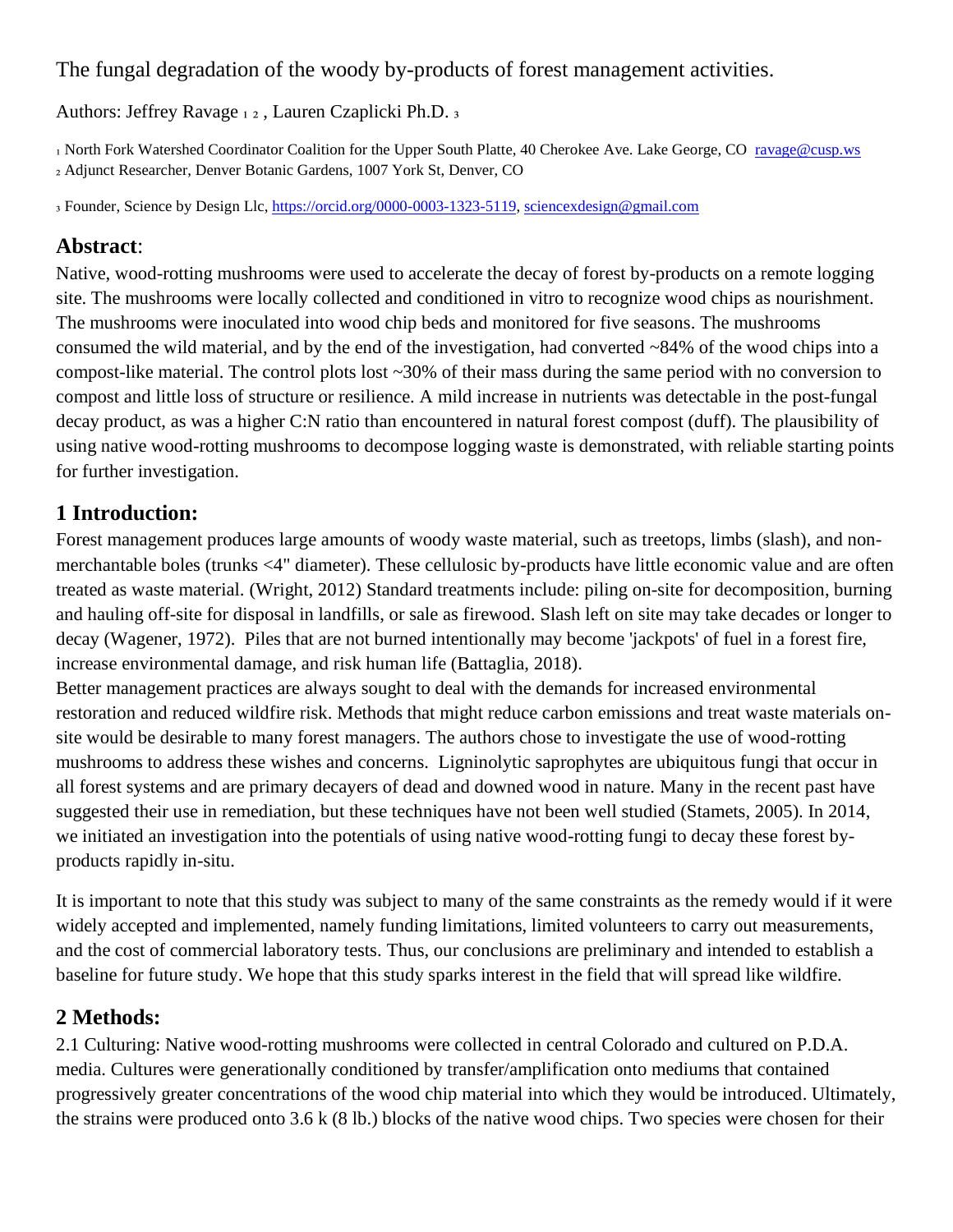# The fungal degradation of the woody by-products of forest management activities.

Authors: Jeffrey Ravage [1 2] , Lauren Czaplicki Ph.D. [3]

[1] North Fork Watershed Coordinator Coalition for the Upper South Platte, 40 Cherokee Ave. Lake George, CO ravage@cusp.ws
[2] Adjunct Researcher, Denver Botanic Gardens, 1007 York St, Denver, CO

[3] Founder, Science by Design Llc, https://orcid.org/0000-0003-1323-5119, sciencexdesign@gmail.com

## Abstract:

Native, wood-rotting mushrooms were used to accelerate the decay of forest by-products on a remote logging site. The mushrooms were locally collected and conditioned in vitro to recognize wood chips as nourishment. The mushrooms were inoculated into wood chip beds and monitored for five seasons. The mushrooms consumed the wild material, and by the end of the investigation, had converted ~84% of the wood chips into a compost-like material. The control plots lost ~30% of their mass during the same period with no conversion to compost and little loss of structure or resilience. A mild increase in nutrients was detectable in the post-fungal decay product, as was a higher C:N ratio than encountered in natural forest compost (duff). The plausibility of using native wood-rotting mushrooms to decompose logging waste is demonstrated, with reliable starting points for further investigation.

## 1 Introduction:

Forest management produces large amounts of woody waste material, such as treetops, limbs (slash), and non-merchantable boles (trunks <4" diameter). These cellulosic by-products have little economic value and are often treated as waste material. (Wright, 2012) Standard treatments include: piling on-site for decomposition, burning and hauling off-site for disposal in landfills, or sale as firewood. Slash left on site may take decades or longer to decay (Wagener, 1972). Piles that are not burned intentionally may become 'jackpots' of fuel in a forest fire, increase environmental damage, and risk human life (Battaglia, 2018).
Better management practices are always sought to deal with the demands for increased environmental restoration and reduced wildfire risk. Methods that might reduce carbon emissions and treat waste materials on-site would be desirable to many forest managers. The authors chose to investigate the use of wood-rotting mushrooms to address these wishes and concerns. Ligninolytic saprophytes are ubiquitous fungi that occur in all forest systems and are primary decayers of dead and downed wood in nature. Many in the recent past have suggested their use in remediation, but these techniques have not been well studied (Stamets, 2005). In 2014, we initiated an investigation into the potentials of using native wood-rotting fungi to decay these forest by-products rapidly in-situ.

It is important to note that this study was subject to many of the same constraints as the remedy would if it were widely accepted and implemented, namely funding limitations, limited volunteers to carry out measurements, and the cost of commercial laboratory tests. Thus, our conclusions are preliminary and intended to establish a baseline for future study. We hope that this study sparks interest in the field that will spread like wildfire.

## 2 Methods:

2.1 Culturing: Native wood-rotting mushrooms were collected in central Colorado and cultured on P.D.A. media. Cultures were generationally conditioned by transfer/amplification onto mediums that contained progressively greater concentrations of the wood chip material into which they would be introduced. Ultimately, the strains were produced onto 3.6 k (8 lb.) blocks of the native wood chips. Two species were chosen for their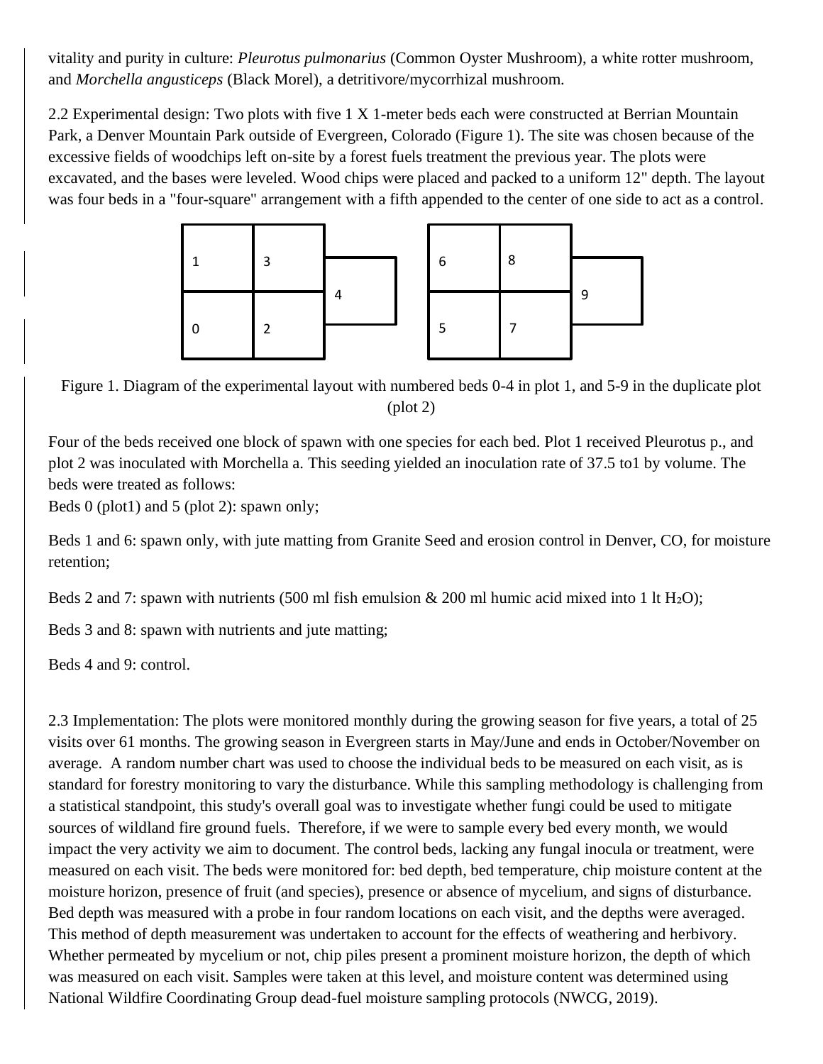vitality and purity in culture: *Pleurotus pulmonarius* (Common Oyster Mushroom), a white rotter mushroom, and *Morchella angusticeps* (Black Morel), a detritivore/mycorrhizal mushroom.

2.2 Experimental design: Two plots with five 1 X 1-meter beds each were constructed at Berrian Mountain Park, a Denver Mountain Park outside of Evergreen, Colorado (Figure 1). The site was chosen because of the excessive fields of woodchips left on-site by a forest fuels treatment the previous year. The plots were excavated, and the bases were leveled. Wood chips were placed and packed to a uniform 12" depth. The layout was four beds in a "four-square" arrangement with a fifth appended to the center of one side to act as a control.

Figure 1. Diagram of the experimental layout with numbered beds 0-4 in plot 1, and 5-9 in the duplicate plot (plot 2)

Four of the beds received one block of spawn with one species for each bed. Plot 1 received Pleurotus p., and plot 2 was inoculated with Morchella a. This seeding yielded an inoculation rate of 37.5 to1 by volume. The beds were treated as follows:

Beds 0 (plot1) and 5 (plot 2): spawn only;

Beds 1 and 6: spawn only, with jute matting from Granite Seed and erosion control in Denver, CO, for moisture retention;

Beds 2 and 7: spawn with nutrients (500 ml fish emulsion & 200 ml humic acid mixed into 1 lt $H_2O$);

Beds 3 and 8: spawn with nutrients and jute matting;

Beds 4 and 9: control.

2.3 Implementation: The plots were monitored monthly during the growing season for five years, a total of 25 visits over 61 months. The growing season in Evergreen starts in May/June and ends in October/November on average. A random number chart was used to choose the individual beds to be measured on each visit, as is standard for forestry monitoring to vary the disturbance. While this sampling methodology is challenging from a statistical standpoint, this study's overall goal was to investigate whether fungi could be used to mitigate sources of wildland fire ground fuels. Therefore, if we were to sample every bed every month, we would impact the very activity we aim to document. The control beds, lacking any fungal inocula or treatment, were measured on each visit. The beds were monitored for: bed depth, bed temperature, chip moisture content at the moisture horizon, presence of fruit (and species), presence or absence of mycelium, and signs of disturbance. Bed depth was measured with a probe in four random locations on each visit, and the depths were averaged. This method of depth measurement was undertaken to account for the effects of weathering and herbivory. Whether permeated by mycelium or not, chip piles present a prominent moisture horizon, the depth of which was measured on each visit. Samples were taken at this level, and moisture content was determined using National Wildfire Coordinating Group dead-fuel moisture sampling protocols (NWCG, 2019).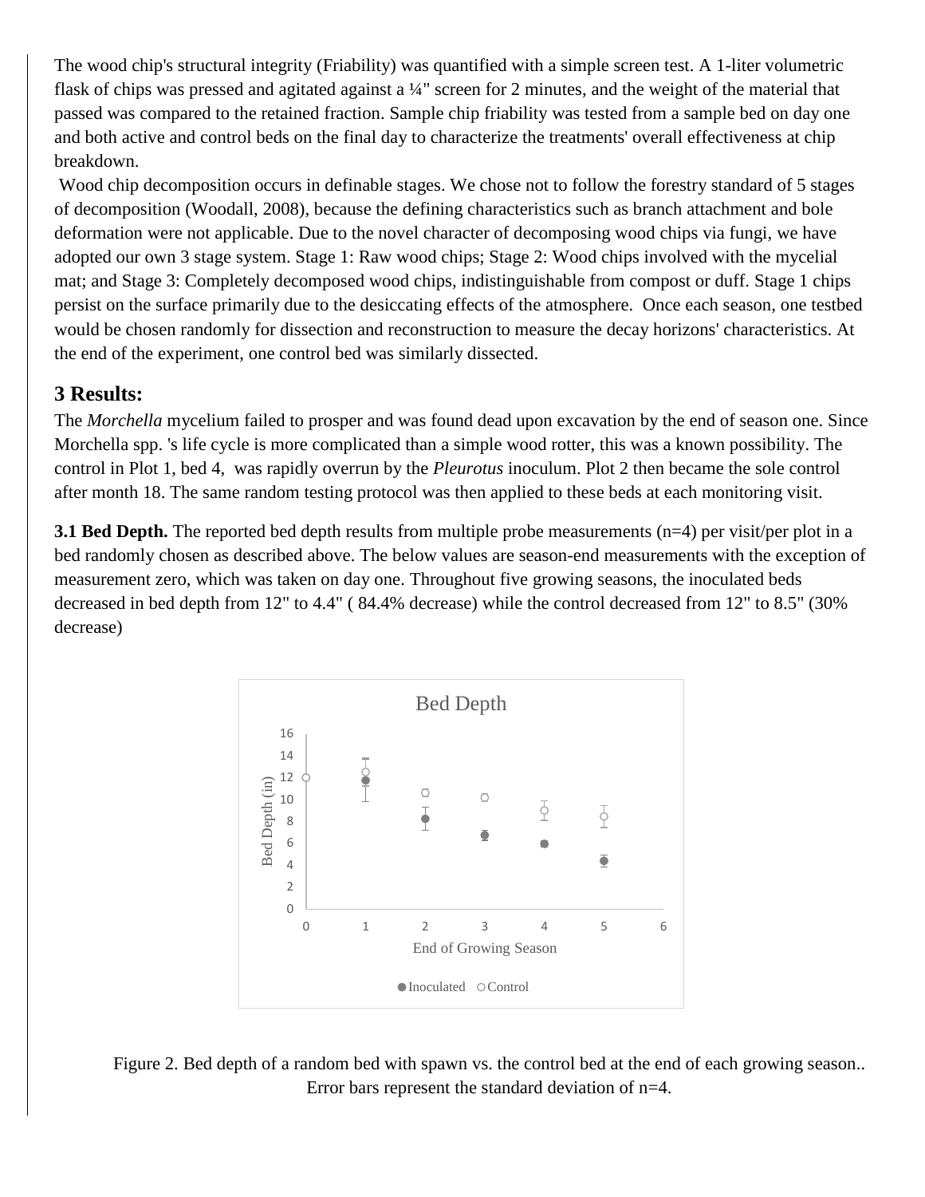The wood chip's structural integrity (Friability) was quantified with a simple screen test. A 1-liter volumetric flask of chips was pressed and agitated against a ¼" screen for 2 minutes, and the weight of the material that passed was compared to the retained fraction. Sample chip friability was tested from a sample bed on day one and both active and control beds on the final day to characterize the treatments' overall effectiveness at chip breakdown.

Wood chip decomposition occurs in definable stages. We chose not to follow the forestry standard of 5 stages of decomposition (Woodall, 2008), because the defining characteristics such as branch attachment and bole deformation were not applicable. Due to the novel character of decomposing wood chips via fungi, we have adopted our own 3 stage system. Stage 1: Raw wood chips; Stage 2: Wood chips involved with the mycelial mat; and Stage 3: Completely decomposed wood chips, indistinguishable from compost or duff. Stage 1 chips persist on the surface primarily due to the desiccating effects of the atmosphere. Once each season, one testbed would be chosen randomly for dissection and reconstruction to measure the decay horizons' characteristics. At the end of the experiment, one control bed was similarly dissected.

## 3 Results:

The *Morchella* mycelium failed to prosper and was found dead upon excavation by the end of season one. Since Morchella spp. 's life cycle is more complicated than a simple wood rotter, this was a known possibility. The control in Plot 1, bed 4, was rapidly overrun by the *Pleurotus* inoculum. Plot 2 then became the sole control after month 18. The same random testing protocol was then applied to these beds at each monitoring visit.

**3.1 Bed Depth.** The reported bed depth results from multiple probe measurements (n=4) per visit/per plot in a bed randomly chosen as described above. The below values are season-end measurements with the exception of measurement zero, which was taken on day one. Throughout five growing seasons, the inoculated beds decreased in bed depth from 12" to 4.4" ( 84.4% decrease) while the control decreased from 12" to 8.5" (30% decrease)

Figure 2. Bed depth of a random bed with spawn vs. the control bed at the end of each growing season.. Error bars represent the standard deviation of n=4.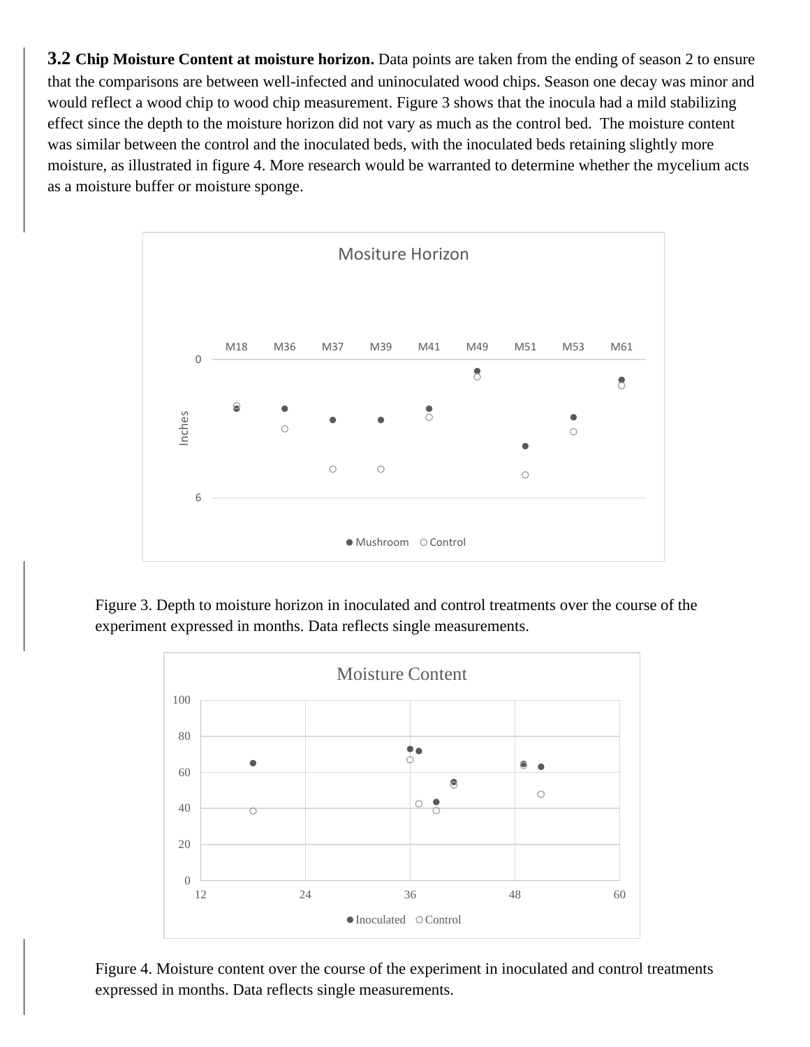**3.2 Chip Moisture Content at moisture horizon.** Data points are taken from the ending of season 2 to ensure that the comparisons are between well-infected and uninoculated wood chips. Season one decay was minor and would reflect a wood chip to wood chip measurement. Figure 3 shows that the inocula had a mild stabilizing effect since the depth to the moisture horizon did not vary as much as the control bed. The moisture content was similar between the control and the inoculated beds, with the inoculated beds retaining slightly more moisture, as illustrated in figure 4. More research would be warranted to determine whether the mycelium acts as a moisture buffer or moisture sponge.

Figure 3. Depth to moisture horizon in inoculated and control treatments over the course of the experiment expressed in months. Data reflects single measurements.

Figure 4. Moisture content over the course of the experiment in inoculated and control treatments expressed in months. Data reflects single measurements.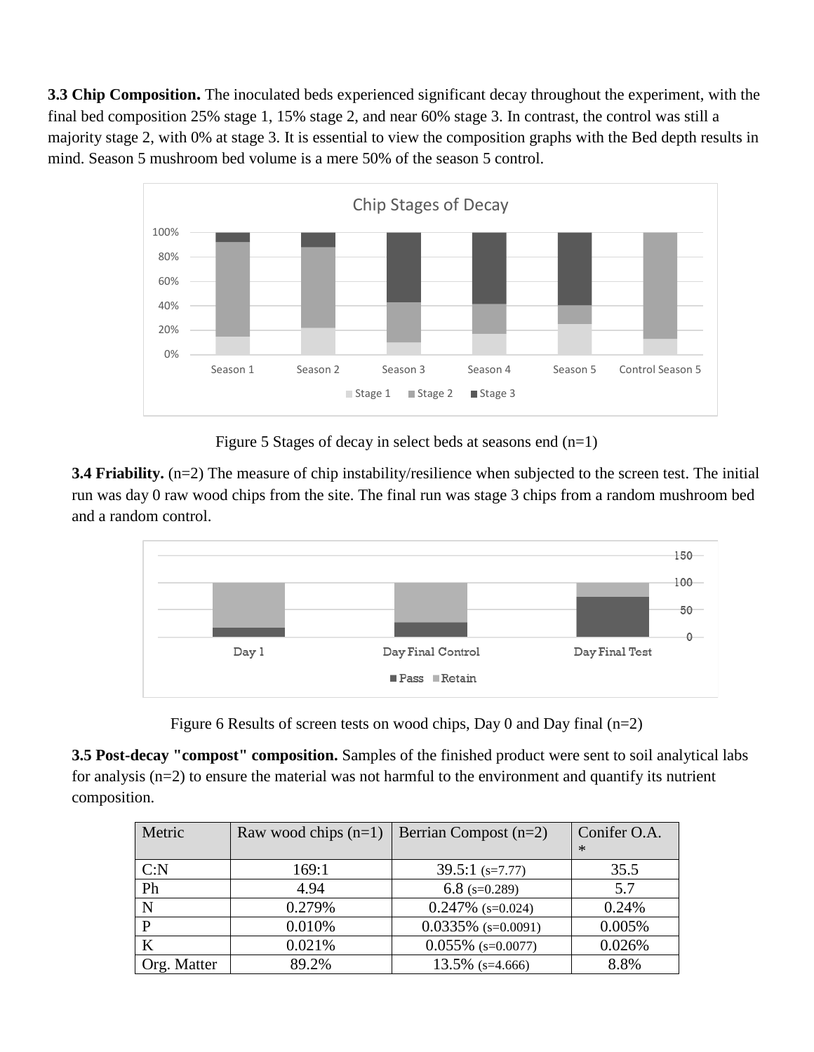**3.3 Chip Composition.** The inoculated beds experienced significant decay throughout the experiment, with the final bed composition 25% stage 1, 15% stage 2, and near 60% stage 3. In contrast, the control was still a majority stage 2, with 0% at stage 3. It is essential to view the composition graphs with the Bed depth results in mind. Season 5 mushroom bed volume is a mere 50% of the season 5 control.

Figure 5 Stages of decay in select beds at seasons end (n=1)

**3.4 Friability.** (n=2) The measure of chip instability/resilience when subjected to the screen test. The initial run was day 0 raw wood chips from the site. The final run was stage 3 chips from a random mushroom bed and a random control.

Figure 6 Results of screen tests on wood chips, Day 0 and Day final (n=2)

**3.5 Post-decay "compost" composition.** Samples of the finished product were sent to soil analytical labs for analysis (n=2) to ensure the material was not harmful to the environment and quantify its nutrient composition.

| Metric | Raw wood chips (n=1) | Berrian Compost (n=2) | Conifer O.A. * |
|---|---|---|---|
| C:N | 169:1 | 39.5:1 (s=7.77) | 35.5 |
| Ph | 4.94 | 6.8 (s=0.289) | 5.7 |
| N | 0.279% | 0.247% (s=0.024) | 0.24% |
| P | 0.010% | 0.0335% (s=0.0091) | 0.005% |
| K | 0.021% | 0.055% (s=0.0077) | 0.026% |
| Org. Matter | 89.2% | 13.5% (s=4.666) | 8.8% |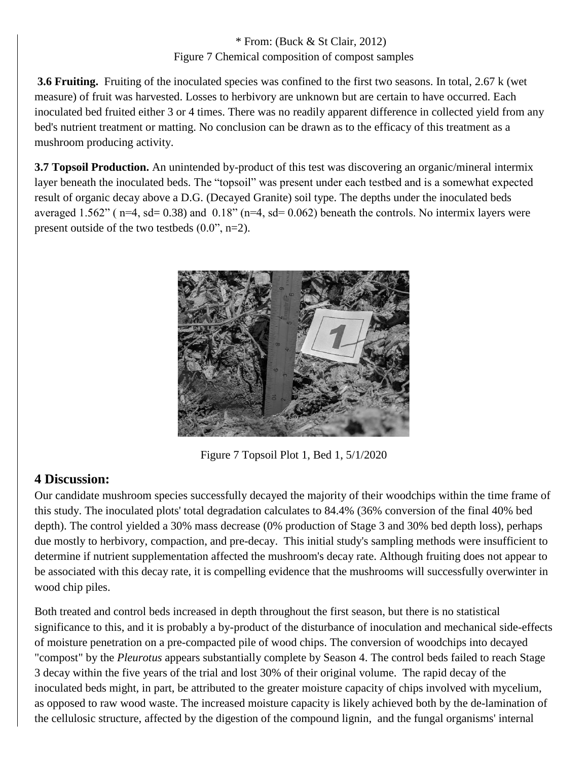\* From: (Buck & St Clair, 2012)
Figure 7 Chemical composition of compost samples

**3.6 Fruiting.** Fruiting of the inoculated species was confined to the first two seasons. In total, 2.67 k (wet measure) of fruit was harvested. Losses to herbivory are unknown but are certain to have occurred. Each inoculated bed fruited either 3 or 4 times. There was no readily apparent difference in collected yield from any bed's nutrient treatment or matting. No conclusion can be drawn as to the efficacy of this treatment as a mushroom producing activity.

**3.7 Topsoil Production.** An unintended by-product of this test was discovering an organic/mineral intermix layer beneath the inoculated beds. The "topsoil" was present under each testbed and is a somewhat expected result of organic decay above a D.G. (Decayed Granite) soil type. The depths under the inoculated beds averaged 1.562" ( $n=4$, $sd= 0.38$) and 0.18" ($n=4$, $sd= 0.062$) beneath the controls. No intermix layers were present outside of the two testbeds (0.0", $n=2$).

Figure 7 Topsoil Plot 1, Bed 1, 5/1/2020

## 4 Discussion:

Our candidate mushroom species successfully decayed the majority of their woodchips within the time frame of this study. The inoculated plots' total degradation calculates to 84.4% (36% conversion of the final 40% bed depth). The control yielded a 30% mass decrease (0% production of Stage 3 and 30% bed depth loss), perhaps due mostly to herbivory, compaction, and pre-decay. This initial study's sampling methods were insufficient to determine if nutrient supplementation affected the mushroom's decay rate. Although fruiting does not appear to be associated with this decay rate, it is compelling evidence that the mushrooms will successfully overwinter in wood chip piles.

Both treated and control beds increased in depth throughout the first season, but there is no statistical significance to this, and it is probably a by-product of the disturbance of inoculation and mechanical side-effects of moisture penetration on a pre-compacted pile of wood chips. The conversion of woodchips into decayed "compost" by the *Pleurotus* appears substantially complete by Season 4. The control beds failed to reach Stage 3 decay within the five years of the trial and lost 30% of their original volume. The rapid decay of the inoculated beds might, in part, be attributed to the greater moisture capacity of chips involved with mycelium, as opposed to raw wood waste. The increased moisture capacity is likely achieved both by the de-lamination of the cellulosic structure, affected by the digestion of the compound lignin, and the fungal organisms' internal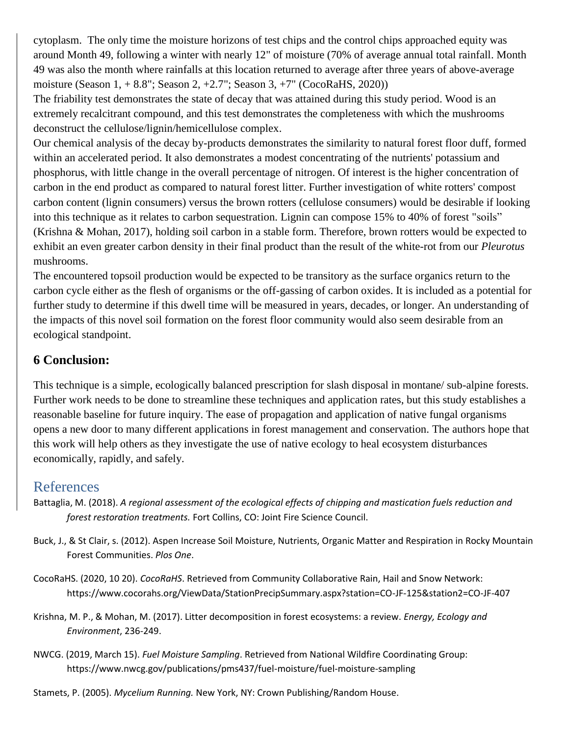cytoplasm. The only time the moisture horizons of test chips and the control chips approached equity was around Month 49, following a winter with nearly 12" of moisture (70% of average annual total rainfall. Month 49 was also the month where rainfalls at this location returned to average after three years of above-average moisture (Season 1, + 8.8"; Season 2, +2.7"; Season 3, +7" (CocoRaHS, 2020))

The friability test demonstrates the state of decay that was attained during this study period. Wood is an extremely recalcitrant compound, and this test demonstrates the completeness with which the mushrooms deconstruct the cellulose/lignin/hemicellulose complex.

Our chemical analysis of the decay by-products demonstrates the similarity to natural forest floor duff, formed within an accelerated period. It also demonstrates a modest concentrating of the nutrients' potassium and phosphorus, with little change in the overall percentage of nitrogen. Of interest is the higher concentration of carbon in the end product as compared to natural forest litter. Further investigation of white rotters' compost carbon content (lignin consumers) versus the brown rotters (cellulose consumers) would be desirable if looking into this technique as it relates to carbon sequestration. Lignin can compose 15% to 40% of forest "soils" (Krishna & Mohan, 2017), holding soil carbon in a stable form. Therefore, brown rotters would be expected to exhibit an even greater carbon density in their final product than the result of the white-rot from our *Pleurotus* mushrooms.

The encountered topsoil production would be expected to be transitory as the surface organics return to the carbon cycle either as the flesh of organisms or the off-gassing of carbon oxides. It is included as a potential for further study to determine if this dwell time will be measured in years, decades, or longer. An understanding of the impacts of this novel soil formation on the forest floor community would also seem desirable from an ecological standpoint.

## 6 Conclusion:

This technique is a simple, ecologically balanced prescription for slash disposal in montane/ sub-alpine forests. Further work needs to be done to streamline these techniques and application rates, but this study establishes a reasonable baseline for future inquiry. The ease of propagation and application of native fungal organisms opens a new door to many different applications in forest management and conservation. The authors hope that this work will help others as they investigate the use of native ecology to heal ecosystem disturbances economically, rapidly, and safely.

## References

Battaglia, M. (2018). *A regional assessment of the ecological effects of chipping and mastication fuels reduction and forest restoration treatments.* Fort Collins, CO: Joint Fire Science Council.

Buck, J., & St Clair, s. (2012). Aspen Increase Soil Moisture, Nutrients, Organic Matter and Respiration in Rocky Mountain Forest Communities. *Plos One*.

CocoRaHS. (2020, 10 20). *CocoRaHS*. Retrieved from Community Collaborative Rain, Hail and Snow Network: https://www.cocorahs.org/ViewData/StationPrecipSummary.aspx?station=CO-JF-125&station2=CO-JF-407

Krishna, M. P., & Mohan, M. (2017). Litter decomposition in forest ecosystems: a review. *Energy, Ecology and Environment*, 236-249.

NWCG. (2019, March 15). *Fuel Moisture Sampling*. Retrieved from National Wildfire Coordinating Group: https://www.nwcg.gov/publications/pms437/fuel-moisture/fuel-moisture-sampling

Stamets, P. (2005). *Mycelium Running.* New York, NY: Crown Publishing/Random House.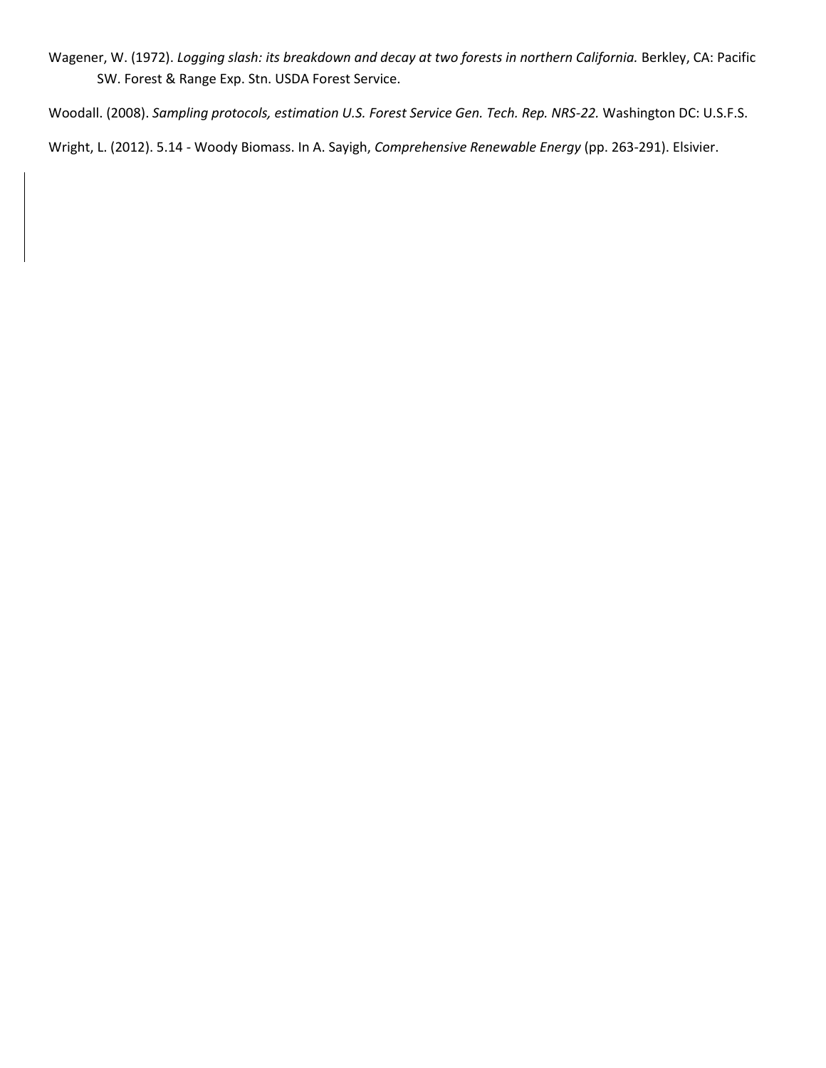Wagener, W. (1972). *Logging slash: its breakdown and decay at two forests in northern California.* Berkley, CA: Pacific SW. Forest & Range Exp. Stn. USDA Forest Service.

Woodall. (2008). *Sampling protocols, estimation U.S. Forest Service Gen. Tech. Rep. NRS-22.* Washington DC: U.S.F.S.

Wright, L. (2012). 5.14 - Woody Biomass. In A. Sayigh, *Comprehensive Renewable Energy* (pp. 263-291). Elsivier.